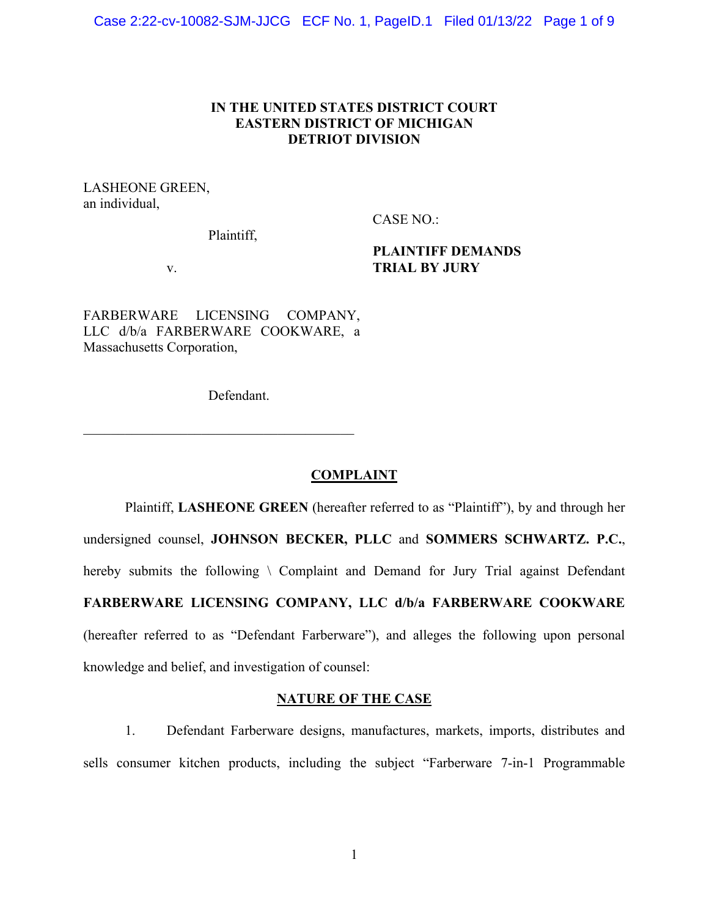# IN THE UNITED STATES DISTRICT COURT
# EASTERN DISTRICT OF MICHIGAN
# DETRIOT DIVISION

LASHEONE GREEN,
an individual,

Plaintiff,

v.

FARBERWARE LICENSING COMPANY, LLC d/b/a FARBERWARE COOKWARE, a Massachusetts Corporation,

Defendant.

CASE NO.:

**PLAINTIFF DEMANDS TRIAL BY JURY**

______________________________________

## COMPLAINT

Plaintiff, **LASHEONE GREEN** (hereafter referred to as "Plaintiff"), by and through her undersigned counsel, **JOHNSON BECKER, PLLC** and **SOMMERS SCHWARTZ. P.C.**, hereby submits the following \ Complaint and Demand for Jury Trial against Defendant **FARBERWARE LICENSING COMPANY, LLC d/b/a FARBERWARE COOKWARE** (hereafter referred to as "Defendant Farberware"), and alleges the following upon personal knowledge and belief, and investigation of counsel:

## NATURE OF THE CASE

1. Defendant Farberware designs, manufactures, markets, imports, distributes and sells consumer kitchen products, including the subject "Farberware 7-in-1 Programmable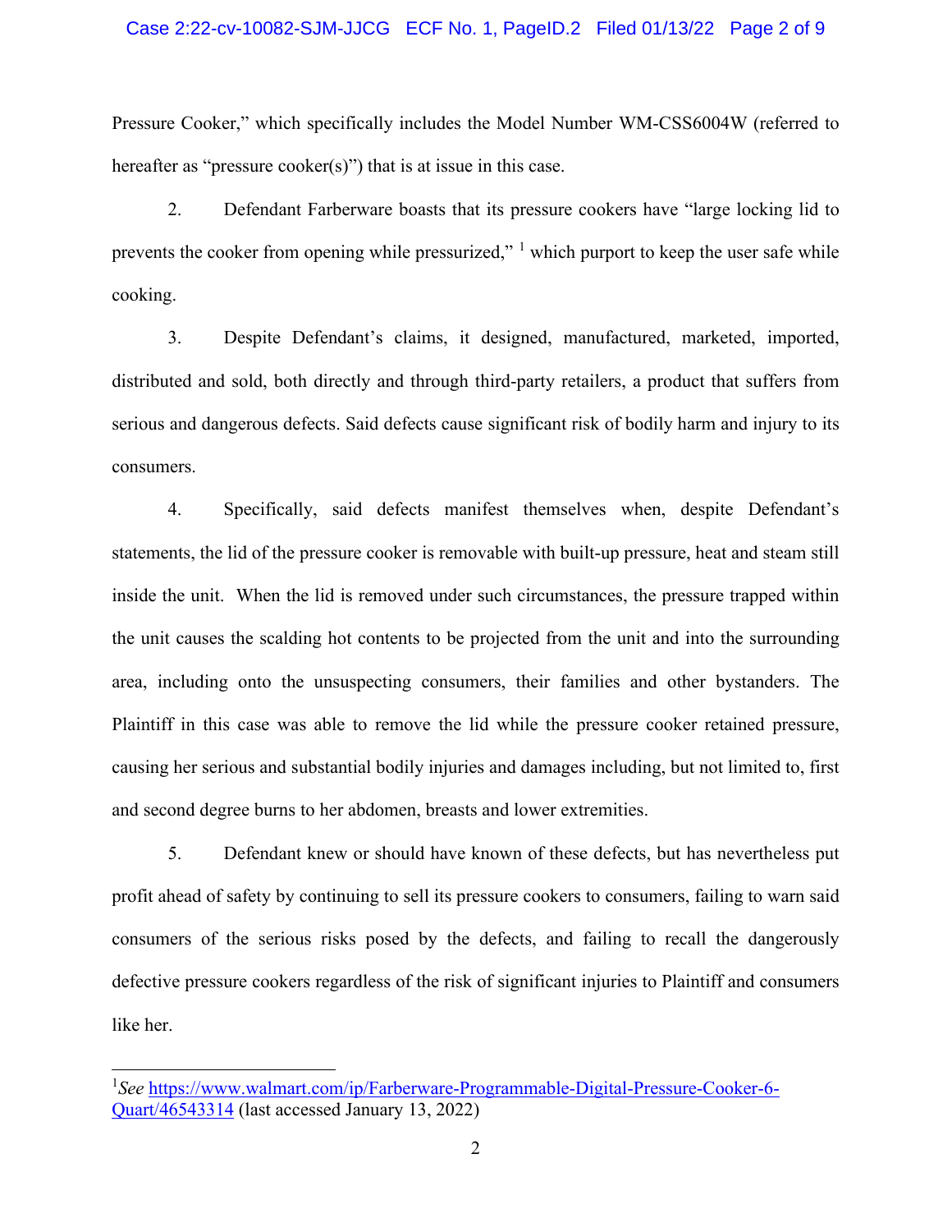Pressure Cooker," which specifically includes the Model Number WM-CSS6004W (referred to hereafter as "pressure cooker(s)") that is at issue in this case.

2. Defendant Farberware boasts that its pressure cookers have "large locking lid to prevents the cooker from opening while pressurized," [1] which purport to keep the user safe while cooking.

3. Despite Defendant's claims, it designed, manufactured, marketed, imported, distributed and sold, both directly and through third-party retailers, a product that suffers from serious and dangerous defects. Said defects cause significant risk of bodily harm and injury to its consumers.

4. Specifically, said defects manifest themselves when, despite Defendant's statements, the lid of the pressure cooker is removable with built-up pressure, heat and steam still inside the unit. When the lid is removed under such circumstances, the pressure trapped within the unit causes the scalding hot contents to be projected from the unit and into the surrounding area, including onto the unsuspecting consumers, their families and other bystanders. The Plaintiff in this case was able to remove the lid while the pressure cooker retained pressure, causing her serious and substantial bodily injuries and damages including, but not limited to, first and second degree burns to her abdomen, breasts and lower extremities.

5. Defendant knew or should have known of these defects, but has nevertheless put profit ahead of safety by continuing to sell its pressure cookers to consumers, failing to warn said consumers of the serious risks posed by the defects, and failing to recall the dangerously defective pressure cookers regardless of the risk of significant injuries to Plaintiff and consumers like her.

---

[1] *See* https://www.walmart.com/ip/Farberware-Programmable-Digital-Pressure-Cooker-6-Quart/46543314 (last accessed January 13, 2022)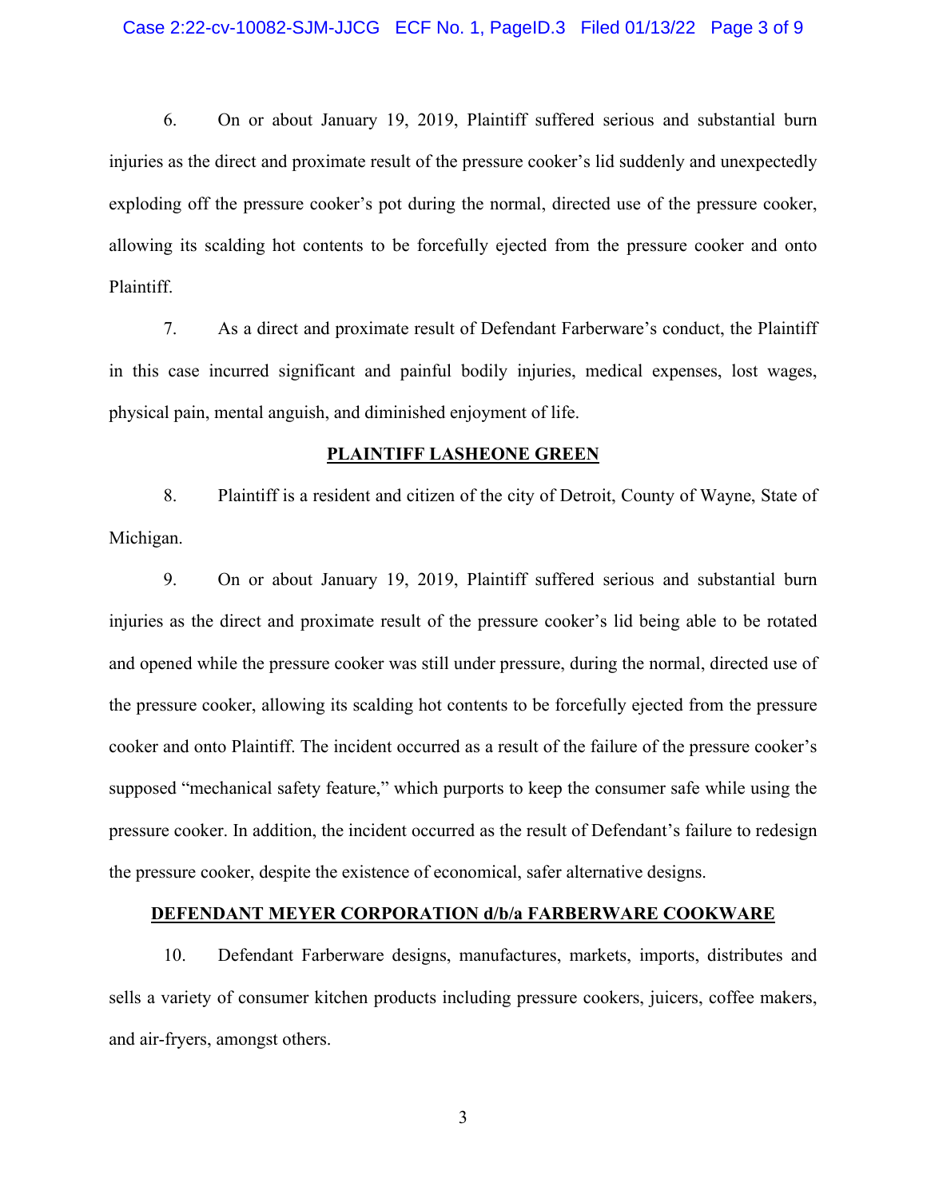6. On or about January 19, 2019, Plaintiff suffered serious and substantial burn injuries as the direct and proximate result of the pressure cooker's lid suddenly and unexpectedly exploding off the pressure cooker's pot during the normal, directed use of the pressure cooker, allowing its scalding hot contents to be forcefully ejected from the pressure cooker and onto Plaintiff.

7. As a direct and proximate result of Defendant Farberware's conduct, the Plaintiff in this case incurred significant and painful bodily injuries, medical expenses, lost wages, physical pain, mental anguish, and diminished enjoyment of life.

**PLAINTIFF LASHEONE GREEN**

8. Plaintiff is a resident and citizen of the city of Detroit, County of Wayne, State of Michigan.

9. On or about January 19, 2019, Plaintiff suffered serious and substantial burn injuries as the direct and proximate result of the pressure cooker's lid being able to be rotated and opened while the pressure cooker was still under pressure, during the normal, directed use of the pressure cooker, allowing its scalding hot contents to be forcefully ejected from the pressure cooker and onto Plaintiff. The incident occurred as a result of the failure of the pressure cooker's supposed "mechanical safety feature," which purports to keep the consumer safe while using the pressure cooker. In addition, the incident occurred as the result of Defendant's failure to redesign the pressure cooker, despite the existence of economical, safer alternative designs.

**DEFENDANT MEYER CORPORATION d/b/a FARBERWARE COOKWARE**

10. Defendant Farberware designs, manufactures, markets, imports, distributes and sells a variety of consumer kitchen products including pressure cookers, juicers, coffee makers, and air-fryers, amongst others.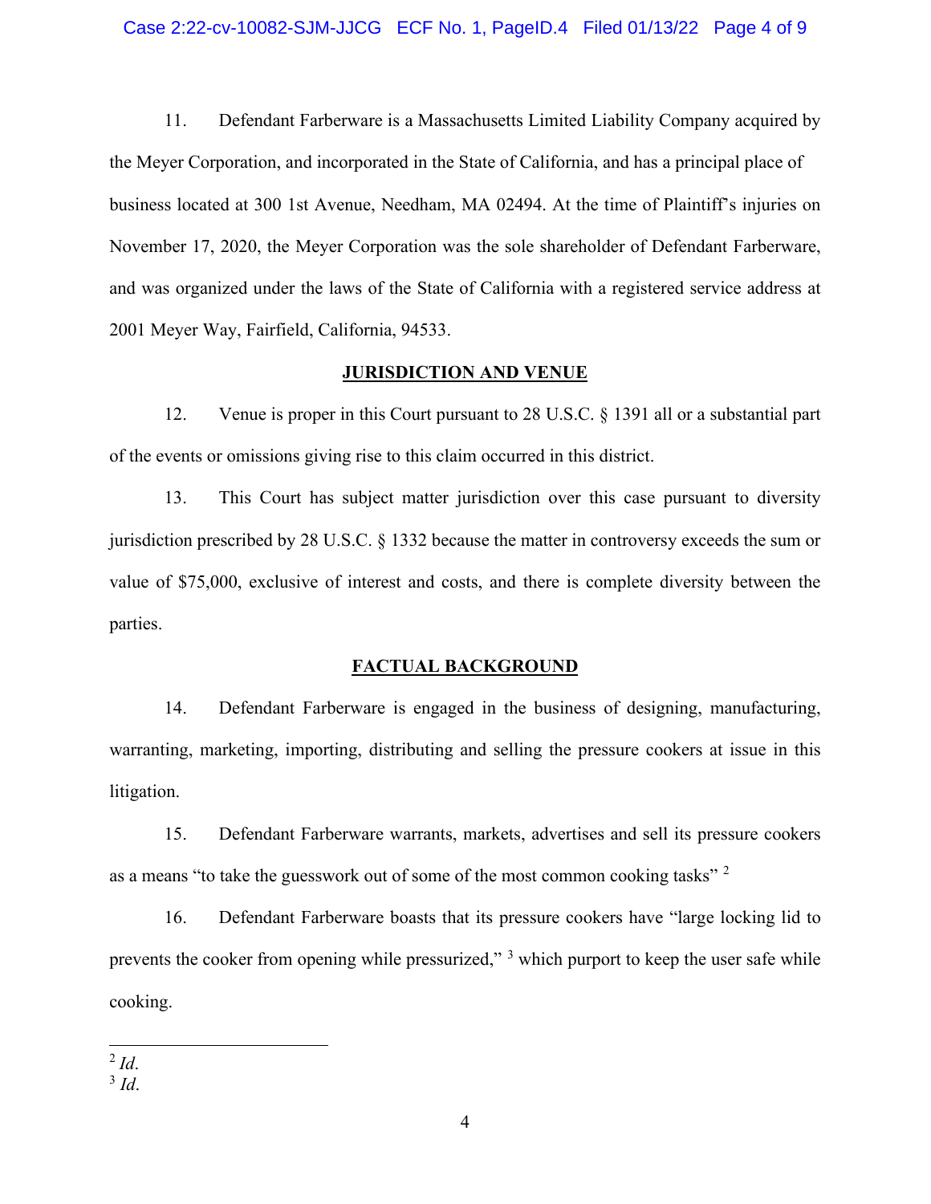11. Defendant Farberware is a Massachusetts Limited Liability Company acquired by the Meyer Corporation, and incorporated in the State of California, and has a principal place of business located at 300 1st Avenue, Needham, MA 02494. At the time of Plaintiff's injuries on November 17, 2020, the Meyer Corporation was the sole shareholder of Defendant Farberware, and was organized under the laws of the State of California with a registered service address at 2001 Meyer Way, Fairfield, California, 94533.

## JURISDICTION AND VENUE

12. Venue is proper in this Court pursuant to 28 U.S.C. § 1391 all or a substantial part of the events or omissions giving rise to this claim occurred in this district.

13. This Court has subject matter jurisdiction over this case pursuant to diversity jurisdiction prescribed by 28 U.S.C. § 1332 because the matter in controversy exceeds the sum or value of $75,000, exclusive of interest and costs, and there is complete diversity between the parties.

## FACTUAL BACKGROUND

14. Defendant Farberware is engaged in the business of designing, manufacturing, warranting, marketing, importing, distributing and selling the pressure cookers at issue in this litigation.

15. Defendant Farberware warrants, markets, advertises and sell its pressure cookers as a means "to take the guesswork out of some of the most common cooking tasks" [2]

16. Defendant Farberware boasts that its pressure cookers have "large locking lid to prevents the cooker from opening while pressurized," [3] which purport to keep the user safe while cooking.

---

[2] *Id*.

[3] *Id*.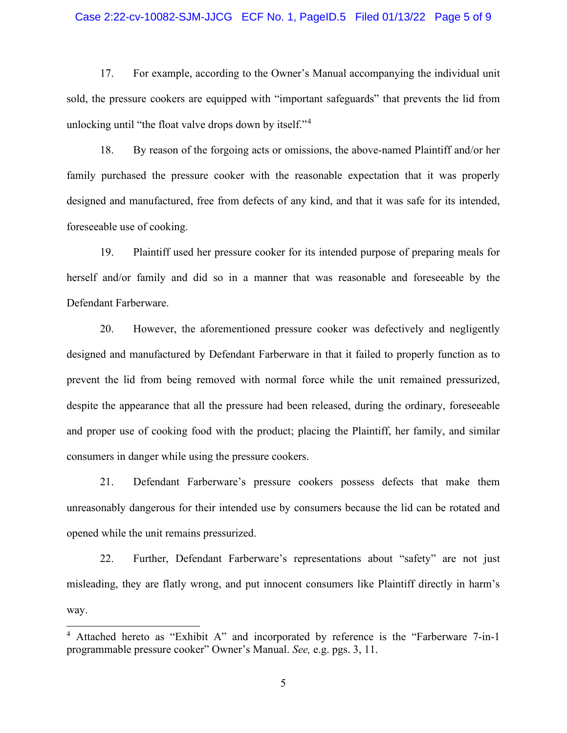17. For example, according to the Owner's Manual accompanying the individual unit sold, the pressure cookers are equipped with "important safeguards" that prevents the lid from unlocking until "the float valve drops down by itself."[4]

18. By reason of the forgoing acts or omissions, the above-named Plaintiff and/or her family purchased the pressure cooker with the reasonable expectation that it was properly designed and manufactured, free from defects of any kind, and that it was safe for its intended, foreseeable use of cooking.

19. Plaintiff used her pressure cooker for its intended purpose of preparing meals for herself and/or family and did so in a manner that was reasonable and foreseeable by the Defendant Farberware.

20. However, the aforementioned pressure cooker was defectively and negligently designed and manufactured by Defendant Farberware in that it failed to properly function as to prevent the lid from being removed with normal force while the unit remained pressurized, despite the appearance that all the pressure had been released, during the ordinary, foreseeable and proper use of cooking food with the product; placing the Plaintiff, her family, and similar consumers in danger while using the pressure cookers.

21. Defendant Farberware's pressure cookers possess defects that make them unreasonably dangerous for their intended use by consumers because the lid can be rotated and opened while the unit remains pressurized.

22. Further, Defendant Farberware's representations about "safety" are not just misleading, they are flatly wrong, and put innocent consumers like Plaintiff directly in harm's way.

---

[4] Attached hereto as "Exhibit A" and incorporated by reference is the "Farberware 7-in-1 programmable pressure cooker" Owner's Manual. *See,* e.g. pgs. 3, 11.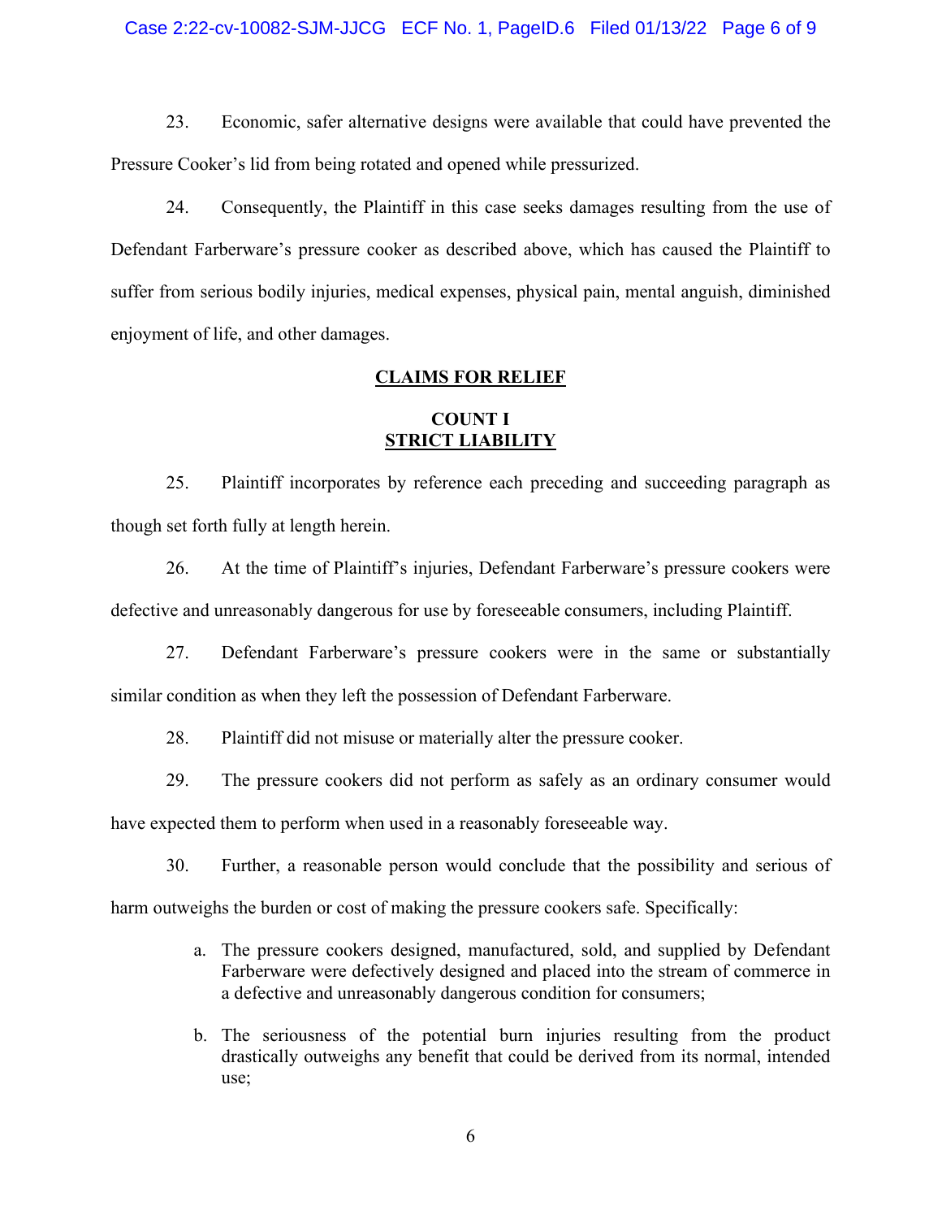23. Economic, safer alternative designs were available that could have prevented the Pressure Cooker's lid from being rotated and opened while pressurized.

24. Consequently, the Plaintiff in this case seeks damages resulting from the use of Defendant Farberware's pressure cooker as described above, which has caused the Plaintiff to suffer from serious bodily injuries, medical expenses, physical pain, mental anguish, diminished enjoyment of life, and other damages.

## CLAIMS FOR RELIEF

### COUNT I
### STRICT LIABILITY

25. Plaintiff incorporates by reference each preceding and succeeding paragraph as though set forth fully at length herein.

26. At the time of Plaintiff's injuries, Defendant Farberware's pressure cookers were defective and unreasonably dangerous for use by foreseeable consumers, including Plaintiff.

27. Defendant Farberware's pressure cookers were in the same or substantially similar condition as when they left the possession of Defendant Farberware.

28. Plaintiff did not misuse or materially alter the pressure cooker.

29. The pressure cookers did not perform as safely as an ordinary consumer would have expected them to perform when used in a reasonably foreseeable way.

30. Further, a reasonable person would conclude that the possibility and serious of harm outweighs the burden or cost of making the pressure cookers safe. Specifically:

a. The pressure cookers designed, manufactured, sold, and supplied by Defendant Farberware were defectively designed and placed into the stream of commerce in a defective and unreasonably dangerous condition for consumers;

b. The seriousness of the potential burn injuries resulting from the product drastically outweighs any benefit that could be derived from its normal, intended use;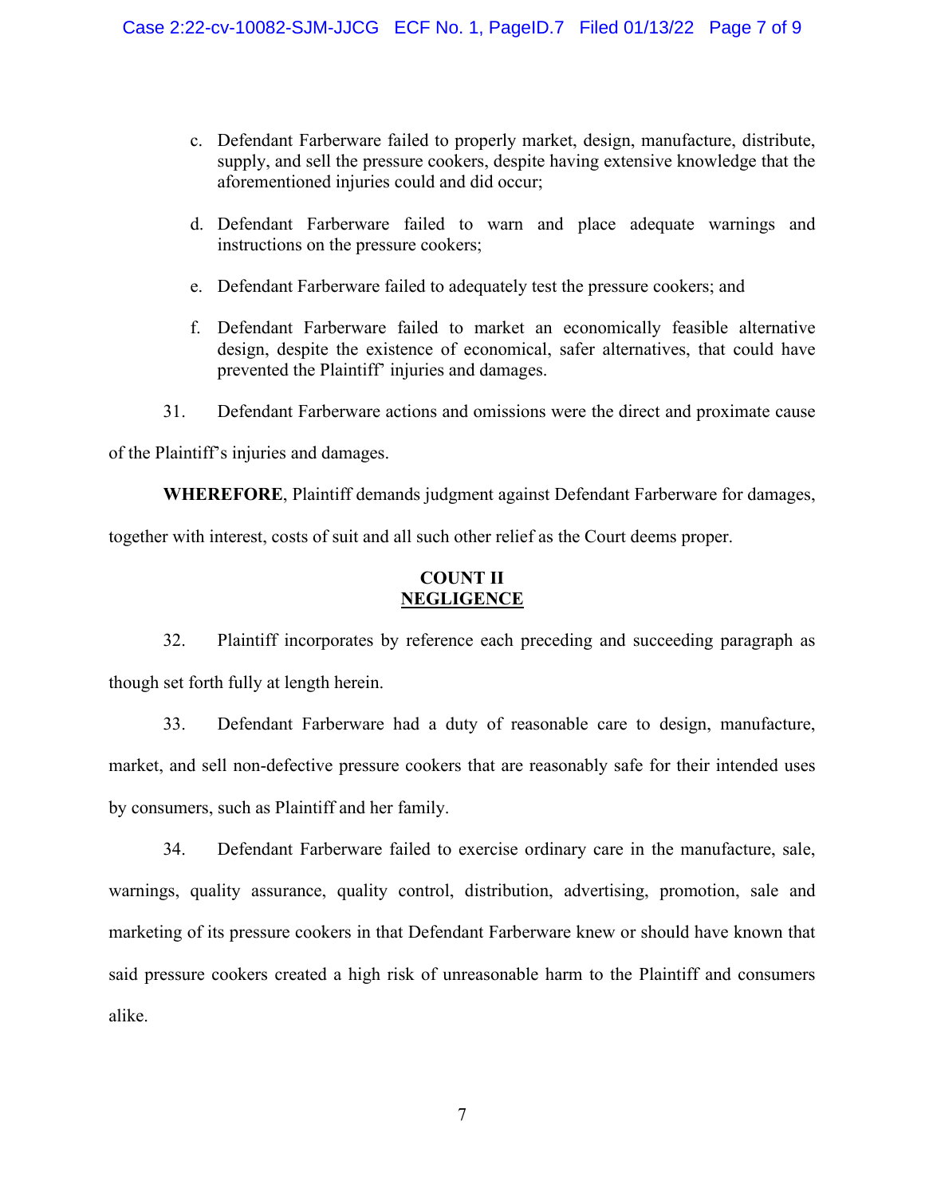c. Defendant Farberware failed to properly market, design, manufacture, distribute, supply, and sell the pressure cookers, despite having extensive knowledge that the aforementioned injuries could and did occur;

d. Defendant Farberware failed to warn and place adequate warnings and instructions on the pressure cookers;

e. Defendant Farberware failed to adequately test the pressure cookers; and

f. Defendant Farberware failed to market an economically feasible alternative design, despite the existence of economical, safer alternatives, that could have prevented the Plaintiff' injuries and damages.

31. Defendant Farberware actions and omissions were the direct and proximate cause of the Plaintiff's injuries and damages.

**WHEREFORE**, Plaintiff demands judgment against Defendant Farberware for damages, together with interest, costs of suit and all such other relief as the Court deems proper.

**COUNT II**
**NEGLIGENCE**

32. Plaintiff incorporates by reference each preceding and succeeding paragraph as though set forth fully at length herein.

33. Defendant Farberware had a duty of reasonable care to design, manufacture, market, and sell non-defective pressure cookers that are reasonably safe for their intended uses by consumers, such as Plaintiff and her family.

34. Defendant Farberware failed to exercise ordinary care in the manufacture, sale, warnings, quality assurance, quality control, distribution, advertising, promotion, sale and marketing of its pressure cookers in that Defendant Farberware knew or should have known that said pressure cookers created a high risk of unreasonable harm to the Plaintiff and consumers alike.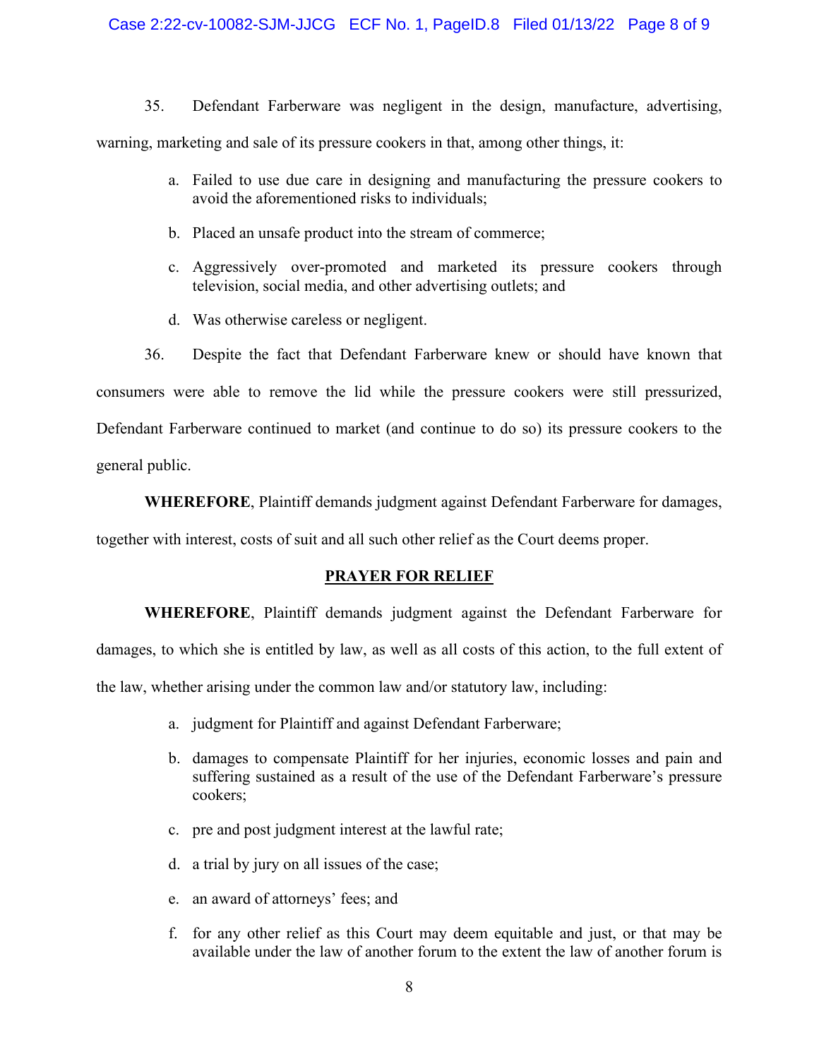35. Defendant Farberware was negligent in the design, manufacture, advertising, warning, marketing and sale of its pressure cookers in that, among other things, it:

a. Failed to use due care in designing and manufacturing the pressure cookers to avoid the aforementioned risks to individuals;

b. Placed an unsafe product into the stream of commerce;

c. Aggressively over-promoted and marketed its pressure cookers through television, social media, and other advertising outlets; and

d. Was otherwise careless or negligent.

36. Despite the fact that Defendant Farberware knew or should have known that consumers were able to remove the lid while the pressure cookers were still pressurized, Defendant Farberware continued to market (and continue to do so) its pressure cookers to the general public.

**WHEREFORE**, Plaintiff demands judgment against Defendant Farberware for damages, together with interest, costs of suit and all such other relief as the Court deems proper.

## PRAYER FOR RELIEF

**WHEREFORE**, Plaintiff demands judgment against the Defendant Farberware for damages, to which she is entitled by law, as well as all costs of this action, to the full extent of the law, whether arising under the common law and/or statutory law, including:

a. judgment for Plaintiff and against Defendant Farberware;

b. damages to compensate Plaintiff for her injuries, economic losses and pain and suffering sustained as a result of the use of the Defendant Farberware's pressure cookers;

c. pre and post judgment interest at the lawful rate;

d. a trial by jury on all issues of the case;

e. an award of attorneys' fees; and

f. for any other relief as this Court may deem equitable and just, or that may be available under the law of another forum to the extent the law of another forum is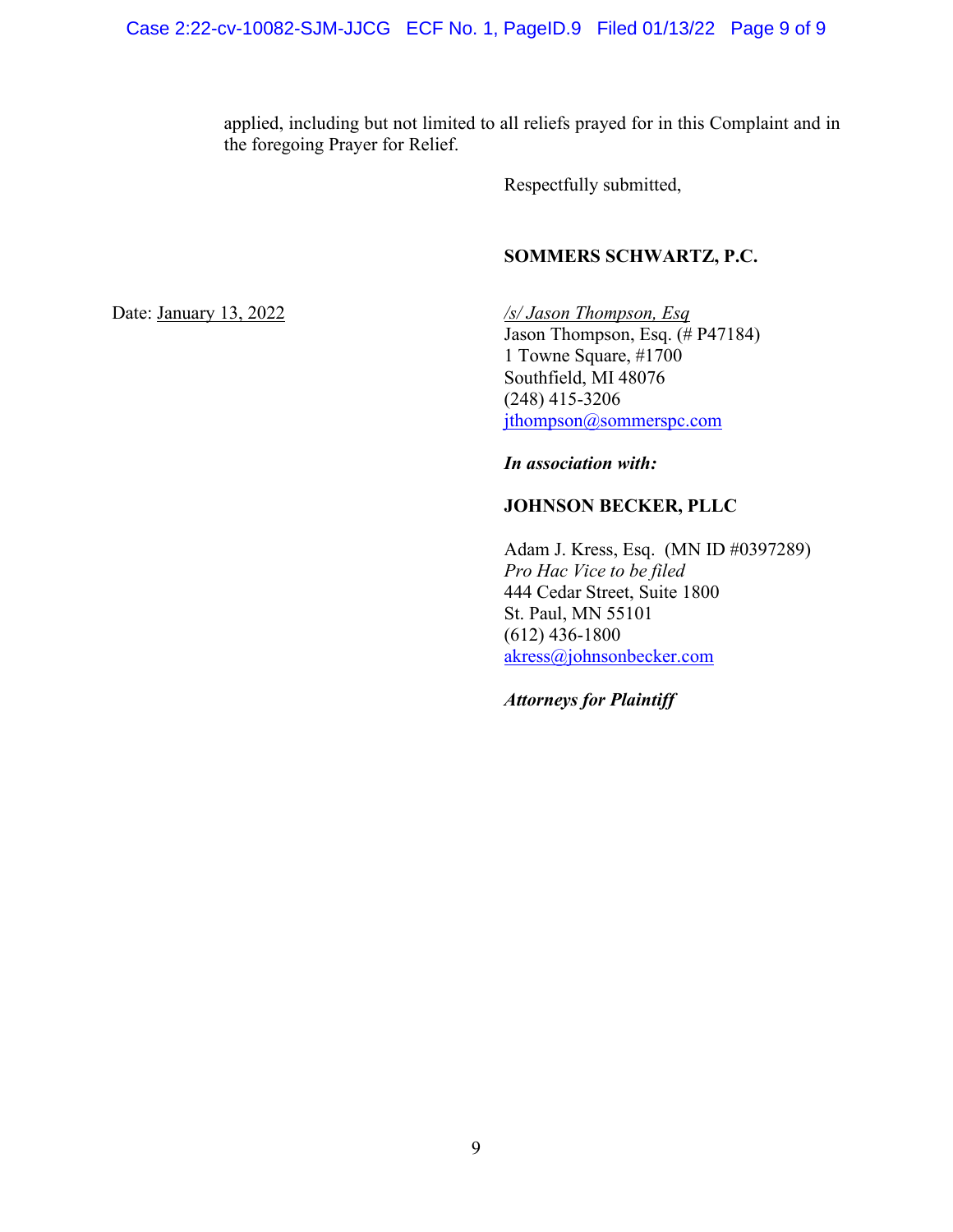applied, including but not limited to all reliefs prayed for in this Complaint and in the foregoing Prayer for Relief.

Respectfully submitted,

**SOMMERS SCHWARTZ, P.C.**

Date: January 13, 2022

*/s/ Jason Thompson, Esq*
Jason Thompson, Esq. (# P47184)
1 Towne Square, #1700
Southfield, MI 48076
(248) 415-3206
jthompson@sommerspc.com

***In association with:***

**JOHNSON BECKER, PLLC**

Adam J. Kress, Esq. (MN ID #0397289)
*Pro Hac Vice to be filed*
444 Cedar Street, Suite 1800
St. Paul, MN 55101
(612) 436-1800
akress@johnsonbecker.com

***Attorneys for Plaintiff***